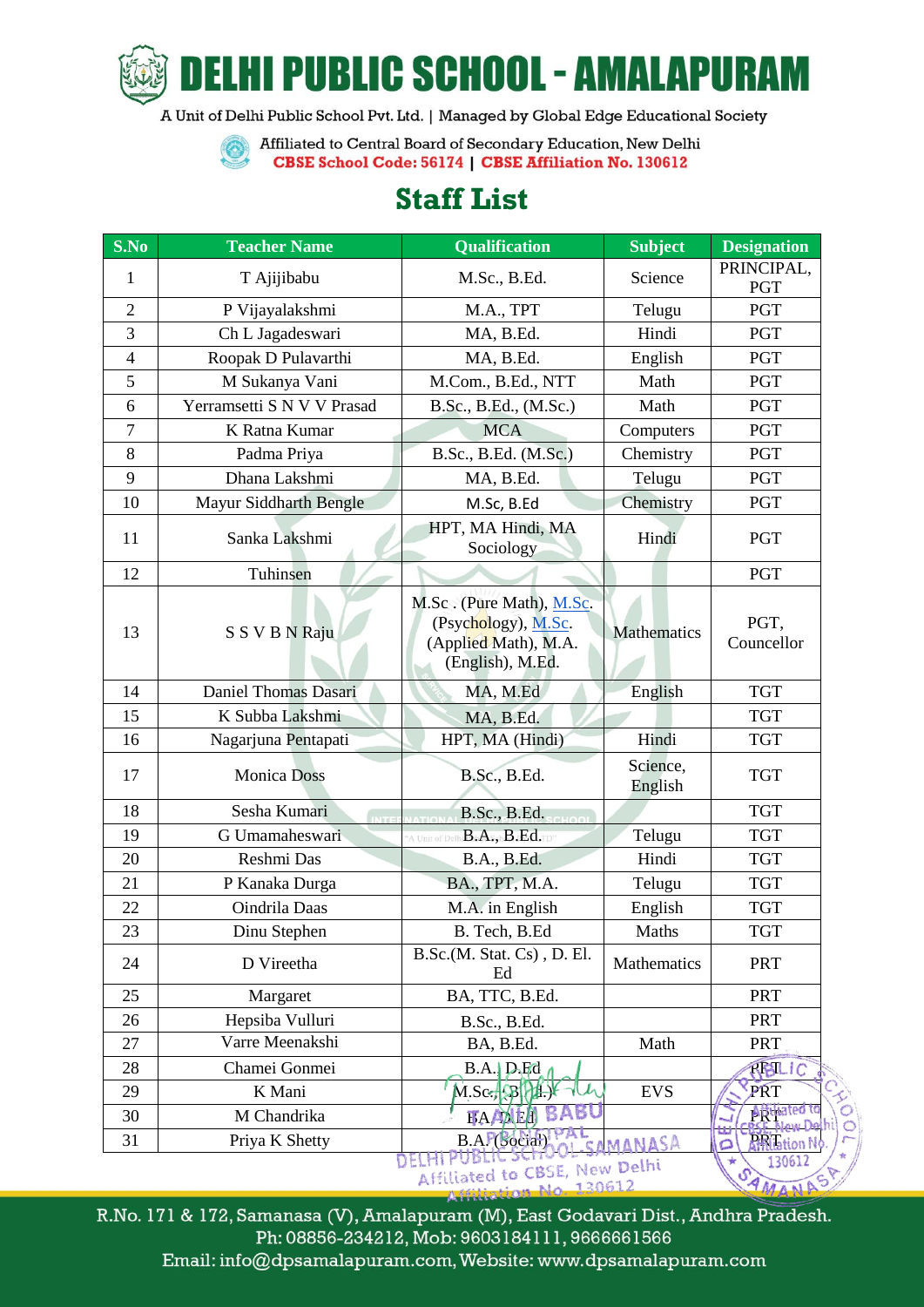# DELHI PUBLIC SCHOOL - AMALAPURAM

A Unit of Delhi Public School Pvt. Ltd. | Managed by Global Edge Educational Society

Affiliated to Central Board of Secondary Education, New Delhi
**CBSE School Code: 56174 | CBSE Affiliation No. 130612**

## Staff List

| S.No | Teacher Name | Qualification | Subject | Designation |
|---|---|---|---|---|
| 1 | T Ajijibabu | M.Sc., B.Ed. | Science | PRINCIPAL, PGT |
| 2 | P Vijayalakshmi | M.A., TPT | Telugu | PGT |
| 3 | Ch L Jagadeswari | MA, B.Ed. | Hindi | PGT |
| 4 | Roopak D Pulavarthi | MA, B.Ed. | English | PGT |
| 5 | M Sukanya Vani | M.Com., B.Ed., NTT | Math | PGT |
| 6 | Yerramsetti S N V V Prasad | B.Sc., B.Ed., (M.Sc.) | Math | PGT |
| 7 | K Ratna Kumar | MCA | Computers | PGT |
| 8 | Padma Priya | B.Sc., B.Ed. (M.Sc.) | Chemistry | PGT |
| 9 | Dhana Lakshmi | MA, B.Ed. | Telugu | PGT |
| 10 | Mayur Siddharth Bengle | M.Sc, B.Ed | Chemistry | PGT |
| 11 | Sanka Lakshmi | HPT, MA Hindi, MA Sociology | Hindi | PGT |
| 12 | Tuhinsen | | | PGT |
| 13 | S S V B N Raju | M.Sc . (Pure Math), M.Sc. (Psychology), M.Sc. (Applied Math), M.A. (English), M.Ed. | Mathematics | PGT, Councellor |
| 14 | Daniel Thomas Dasari | MA, M.Ed | English | TGT |
| 15 | K Subba Lakshmi | MA, B.Ed. | | TGT |
| 16 | Nagarjuna Pentapati | HPT, MA (Hindi) | Hindi | TGT |
| 17 | Monica Doss | B.Sc., B.Ed. | Science, English | TGT |
| 18 | Sesha Kumari | B.Sc., B.Ed. | | TGT |
| 19 | G Umamaheswari | B.A., B.Ed. | Telugu | TGT |
| 20 | Reshmi Das | B.A., B.Ed. | Hindi | TGT |
| 21 | P Kanaka Durga | BA., TPT, M.A. | Telugu | TGT |
| 22 | Oindrila Daas | M.A. in English | English | TGT |
| 23 | Dinu Stephen | B. Tech, B.Ed | Maths | TGT |
| 24 | D Vireetha | B.Sc.(M. Stat. Cs) , D. El. Ed | Mathematics | PRT |
| 25 | Margaret | BA, TTC, B.Ed. | | PRT |
| 26 | Hepsiba Vulluri | B.Sc., B.Ed. | | PRT |
| 27 | Varre Meenakshi | BA, B.Ed. | Math | PRT |
| 28 | Chamei Gonmei | B.A., D.Ed | | PRT |
| 29 | K Mani | M.Sc., B.Ed.) | EVS | PRT |
| 30 | M Chandrika | BA, D.Ed | | PRT |
| 31 | Priya K Shetty | B.A. (Social) | | PRT |

R.No. 171 & 172, Samanasa (V), Amalapuram (M), East Godavari Dist., Andhra Pradesh.
Ph: 08856-234212, Mob: 9603184111, 9666661566
Email: info@dpsamalapuram.com, Website: www.dpsamalapuram.com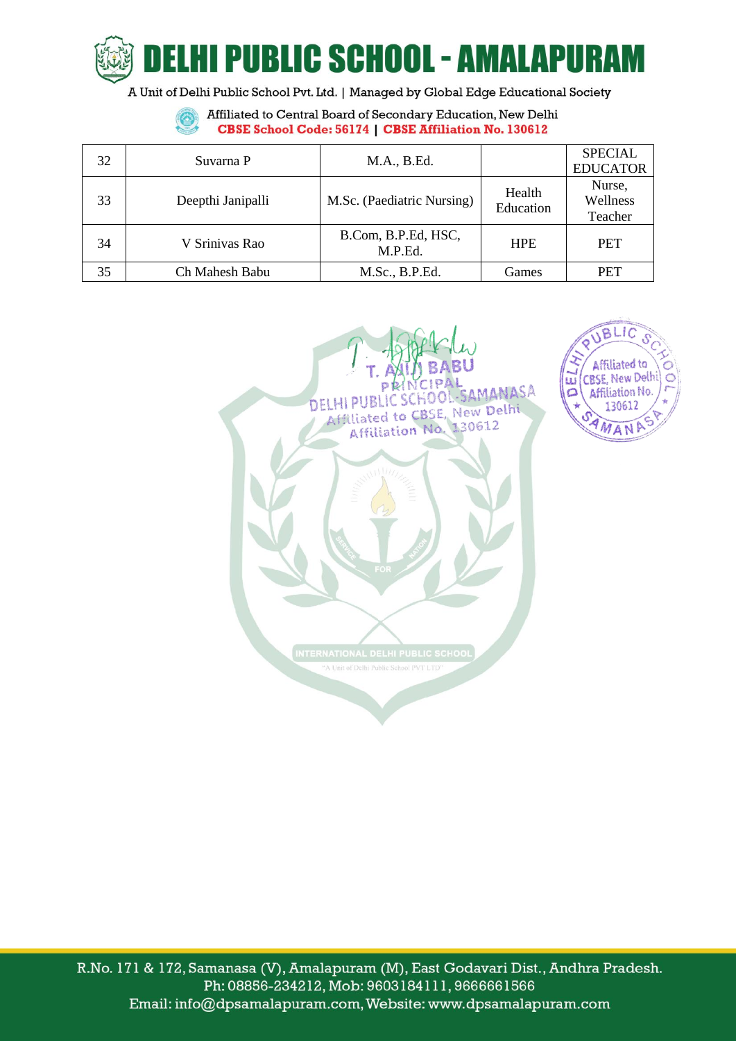| | | | | |
|---|---|---|---|---|
| 32 | Suvarna P | M.A., B.Ed. | | SPECIAL EDUCATOR |
| 33 | Deepthi Janipalli | M.Sc. (Paediatric Nursing) | Health Education | Nurse, Wellness Teacher |
| 34 | V Srinivas Rao | B.Com, B.P.Ed, HSC, M.P.Ed. | HPE | PET |
| 35 | Ch Mahesh Babu | M.Sc., B.P.Ed. | Games | PET |

T. AJIJ BABU
PRINCIPAL
DELHI PUBLIC SCHOOL-SAMANASA
Affiliated to CBSE, New Delhi
Affiliation No. 130612